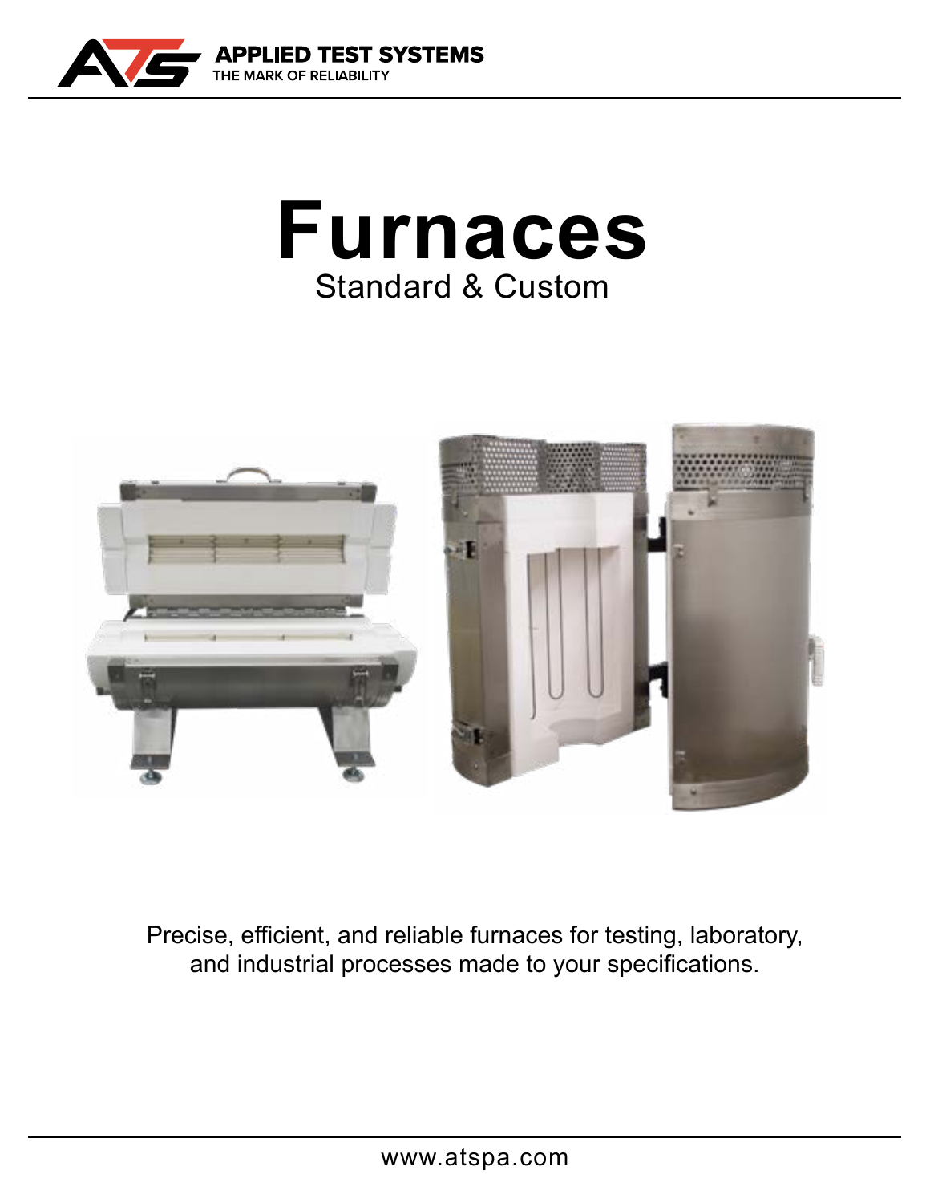APPLIED TEST SYSTEMS
THE MARK OF RELIABILITY

# Furnaces

## Standard & Custom

Precise, efficient, and reliable furnaces for testing, laboratory, and industrial processes made to your specifications.

www.atspa.com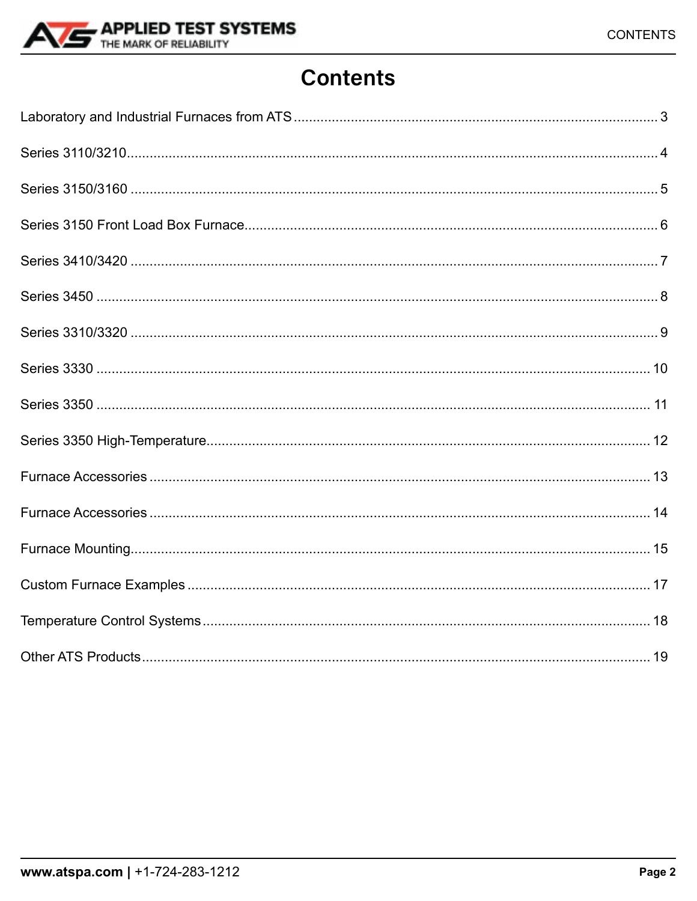# Contents

| | |
|---|---|
| Laboratory and Industrial Furnaces from ATS | 3 |
| Series 3110/3210 | 4 |
| Series 3150/3160 | 5 |
| Series 3150 Front Load Box Furnace | 6 |
| Series 3410/3420 | 7 |
| Series 3450 | 8 |
| Series 3310/3320 | 9 |
| Series 3330 | 10 |
| Series 3350 | 11 |
| Series 3350 High-Temperature | 12 |
| Furnace Accessories | 13 |
| Furnace Accessories | 14 |
| Furnace Mounting | 15 |
| Custom Furnace Examples | 17 |
| Temperature Control Systems | 18 |
| Other ATS Products | 19 |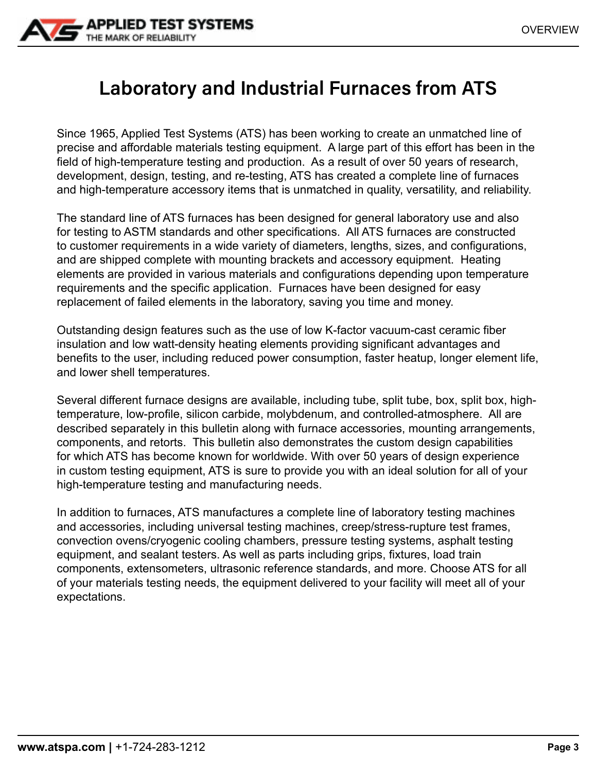# Laboratory and Industrial Furnaces from ATS

Since 1965, Applied Test Systems (ATS) has been working to create an unmatched line of precise and affordable materials testing equipment. A large part of this effort has been in the field of high-temperature testing and production. As a result of over 50 years of research, development, design, testing, and re-testing, ATS has created a complete line of furnaces and high-temperature accessory items that is unmatched in quality, versatility, and reliability.

The standard line of ATS furnaces has been designed for general laboratory use and also for testing to ASTM standards and other specifications. All ATS furnaces are constructed to customer requirements in a wide variety of diameters, lengths, sizes, and configurations, and are shipped complete with mounting brackets and accessory equipment. Heating elements are provided in various materials and configurations depending upon temperature requirements and the specific application. Furnaces have been designed for easy replacement of failed elements in the laboratory, saving you time and money.

Outstanding design features such as the use of low K-factor vacuum-cast ceramic fiber insulation and low watt-density heating elements providing significant advantages and benefits to the user, including reduced power consumption, faster heatup, longer element life, and lower shell temperatures.

Several different furnace designs are available, including tube, split tube, box, split box, high-temperature, low-profile, silicon carbide, molybdenum, and controlled-atmosphere. All are described separately in this bulletin along with furnace accessories, mounting arrangements, components, and retorts. This bulletin also demonstrates the custom design capabilities for which ATS has become known for worldwide. With over 50 years of design experience in custom testing equipment, ATS is sure to provide you with an ideal solution for all of your high-temperature testing and manufacturing needs.

In addition to furnaces, ATS manufactures a complete line of laboratory testing machines and accessories, including universal testing machines, creep/stress-rupture test frames, convection ovens/cryogenic cooling chambers, pressure testing systems, asphalt testing equipment, and sealant testers. As well as parts including grips, fixtures, load train components, extensometers, ultrasonic reference standards, and more. Choose ATS for all of your materials testing needs, the equipment delivered to your facility will meet all of your expectations.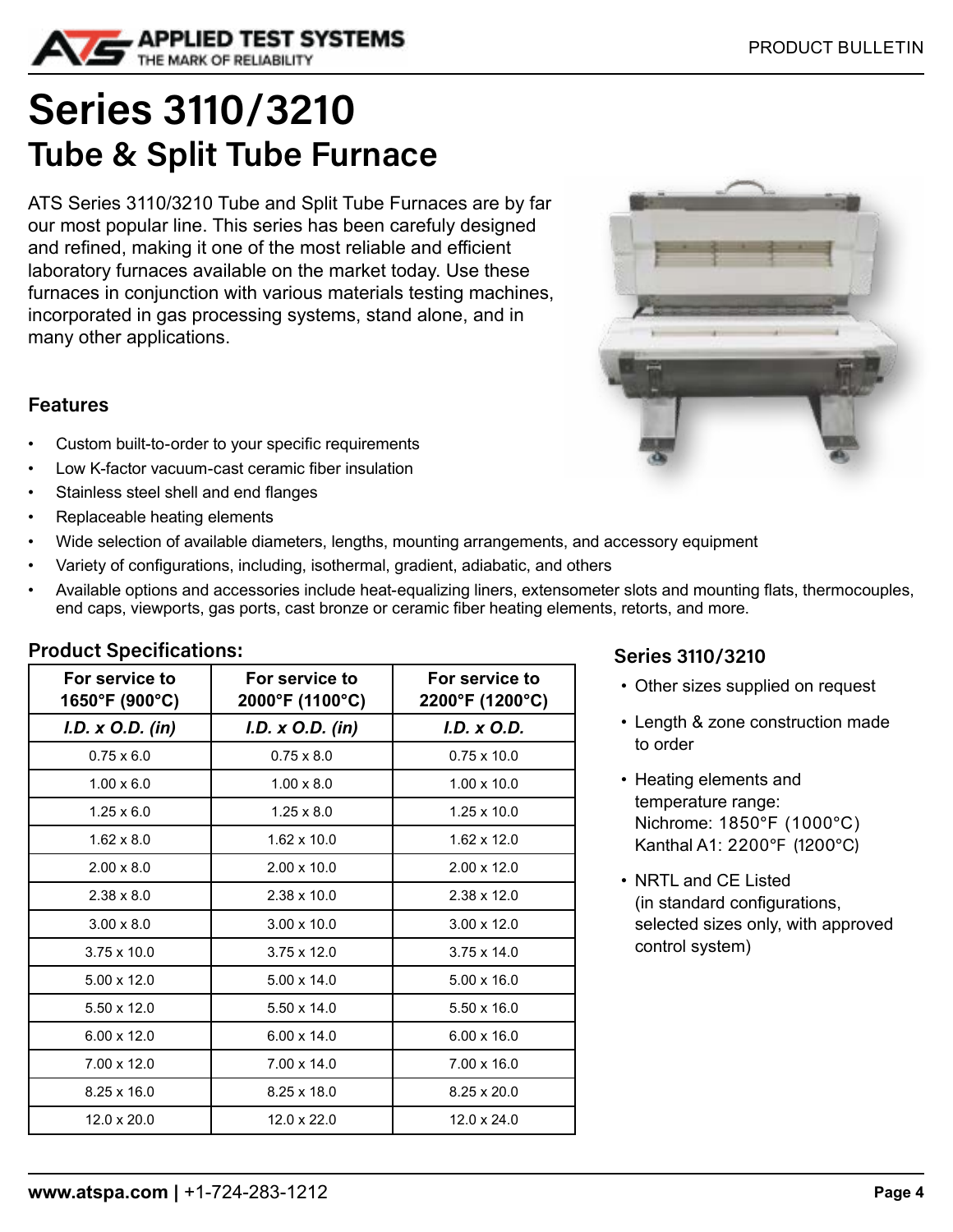# Series 3110/3210

## Tube & Split Tube Furnace

ATS Series 3110/3210 Tube and Split Tube Furnaces are by far our most popular line. This series has been carefuly designed and refined, making it one of the most reliable and efficient laboratory furnaces available on the market today. Use these furnaces in conjunction with various materials testing machines, incorporated in gas processing systems, stand alone, and in many other applications.

### Features

- Custom built-to-order to your specific requirements
- Low K-factor vacuum-cast ceramic fiber insulation
- Stainless steel shell and end flanges
- Replaceable heating elements
- Wide selection of available diameters, lengths, mounting arrangements, and accessory equipment
- Variety of configurations, including, isothermal, gradient, adiabatic, and others
- Available options and accessories include heat-equalizing liners, extensometer slots and mounting flats, thermocouples, end caps, viewports, gas ports, cast bronze or ceramic fiber heating elements, retorts, and more.

### Product Specifications:

| For service to 1650°F (900°C) | For service to 2000°F (1100°C) | For service to 2200°F (1200°C) |
|---|---|---|
| ***I.D. x O.D. (in)*** | ***I.D. x O.D. (in)*** | ***I.D. x O.D.*** |
| 0.75 x 6.0 | 0.75 x 8.0 | 0.75 x 10.0 |
| 1.00 x 6.0 | 1.00 x 8.0 | 1.00 x 10.0 |
| 1.25 x 6.0 | 1.25 x 8.0 | 1.25 x 10.0 |
| 1.62 x 8.0 | 1.62 x 10.0 | 1.62 x 12.0 |
| 2.00 x 8.0 | 2.00 x 10.0 | 2.00 x 12.0 |
| 2.38 x 8.0 | 2.38 x 10.0 | 2.38 x 12.0 |
| 3.00 x 8.0 | 3.00 x 10.0 | 3.00 x 12.0 |
| 3.75 x 10.0 | 3.75 x 12.0 | 3.75 x 14.0 |
| 5.00 x 12.0 | 5.00 x 14.0 | 5.00 x 16.0 |
| 5.50 x 12.0 | 5.50 x 14.0 | 5.50 x 16.0 |
| 6.00 x 12.0 | 6.00 x 14.0 | 6.00 x 16.0 |
| 7.00 x 12.0 | 7.00 x 14.0 | 7.00 x 16.0 |
| 8.25 x 16.0 | 8.25 x 18.0 | 8.25 x 20.0 |
| 12.0 x 20.0 | 12.0 x 22.0 | 12.0 x 24.0 |

### Series 3110/3210

- Other sizes supplied on request
- Length & zone construction made to order
- Heating elements and temperature range:
  Nichrome: 1850°F (1000°C)
  Kanthal A1: 2200°F (1200°C)
- NRTL and CE Listed (in standard configurations, selected sizes only, with approved control system)

**www.atspa.com |** +1-724-283-1212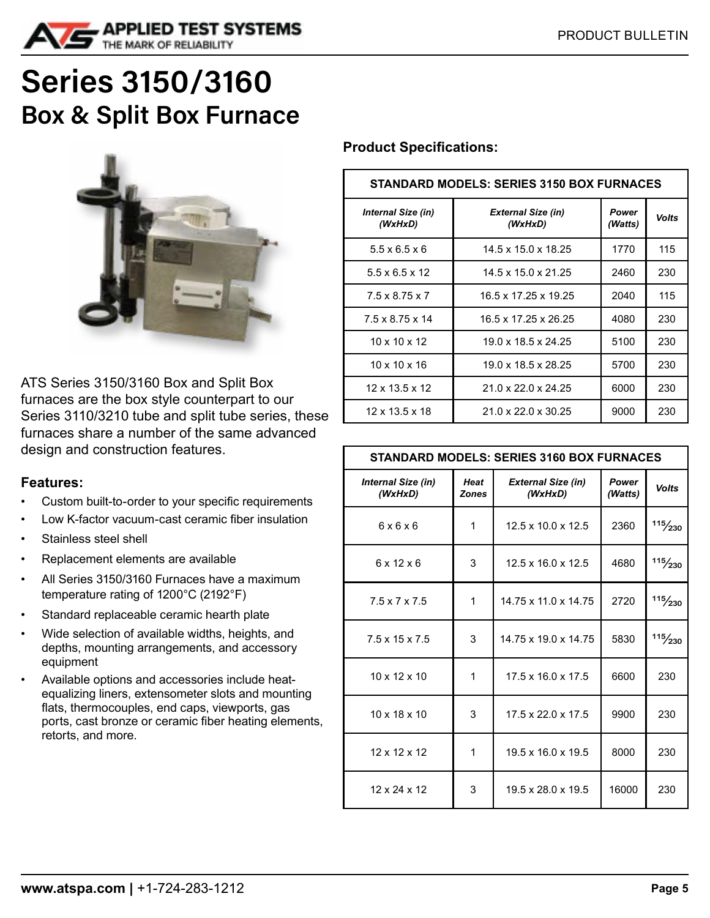# Series 3150/3160

## Box & Split Box Furnace

ATS Series 3150/3160 Box and Split Box furnaces are the box style counterpart to our Series 3110/3210 tube and split tube series, these furnaces share a number of the same advanced design and construction features.

### Features:

- Custom built-to-order to your specific requirements
- Low K-factor vacuum-cast ceramic fiber insulation
- Stainless steel shell
- Replacement elements are available
- All Series 3150/3160 Furnaces have a maximum temperature rating of 1200°C (2192°F)
- Standard replaceable ceramic hearth plate
- Wide selection of available widths, heights, and depths, mounting arrangements, and accessory equipment
- Available options and accessories include heat-equalizing liners, extensometer slots and mounting flats, thermocouples, end caps, viewports, gas ports, cast bronze or ceramic fiber heating elements, retorts, and more.

### Product Specifications:

**STANDARD MODELS: SERIES 3150 BOX FURNACES**

| *Internal Size (in) (WxHxD)* | *External Size (in) (WxHxD)* | *Power (Watts)* | *Volts* |
|---|---|---|---|
| 5.5 x 6.5 x 6 | 14.5 x 15.0 x 18.25 | 1770 | 115 |
| 5.5 x 6.5 x 12 | 14.5 x 15.0 x 21.25 | 2460 | 230 |
| 7.5 x 8.75 x 7 | 16.5 x 17.25 x 19.25 | 2040 | 115 |
| 7.5 x 8.75 x 14 | 16.5 x 17.25 x 26.25 | 4080 | 230 |
| 10 x 10 x 12 | 19.0 x 18.5 x 24.25 | 5100 | 230 |
| 10 x 10 x 16 | 19.0 x 18.5 x 28.25 | 5700 | 230 |
| 12 x 13.5 x 12 | 21.0 x 22.0 x 24.25 | 6000 | 230 |
| 12 x 13.5 x 18 | 21.0 x 22.0 x 30.25 | 9000 | 230 |

**STANDARD MODELS: SERIES 3160 BOX FURNACES**

| *Internal Size (in) (WxHxD)* | *Heat Zones* | *External Size (in) (WxHxD)* | *Power (Watts)* | *Volts* |
|---|---|---|---|---|
| 6 x 6 x 6 | 1 | 12.5 x 10.0 x 12.5 | 2360 | 115/230 |
| 6 x 12 x 6 | 3 | 12.5 x 16.0 x 12.5 | 4680 | 115/230 |
| 7.5 x 7 x 7.5 | 1 | 14.75 x 11.0 x 14.75 | 2720 | 115/230 |
| 7.5 x 15 x 7.5 | 3 | 14.75 x 19.0 x 14.75 | 5830 | 115/230 |
| 10 x 12 x 10 | 1 | 17.5 x 16.0 x 17.5 | 6600 | 230 |
| 10 x 18 x 10 | 3 | 17.5 x 22.0 x 17.5 | 9900 | 230 |
| 12 x 12 x 12 | 1 | 19.5 x 16.0 x 19.5 | 8000 | 230 |
| 12 x 24 x 12 | 3 | 19.5 x 28.0 x 19.5 | 16000 | 230 |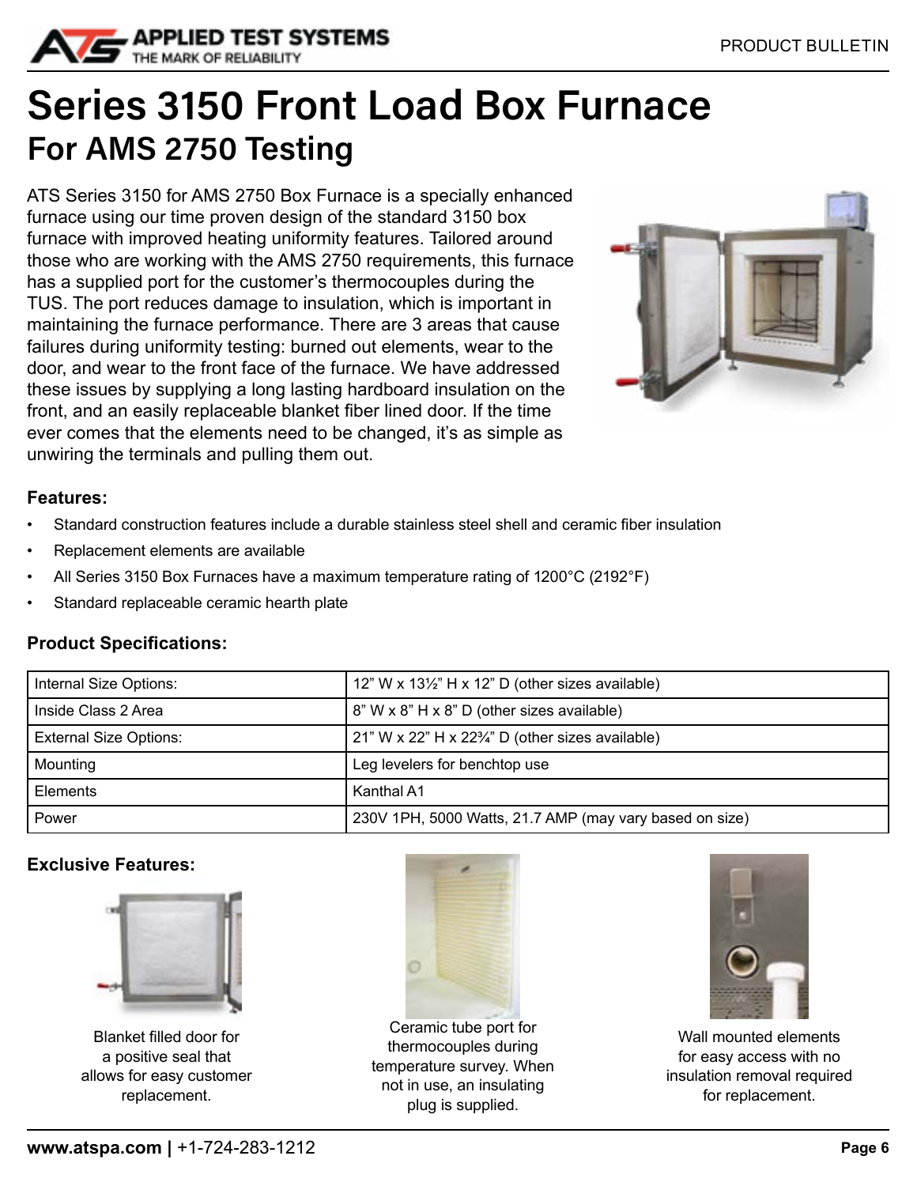# Series 3150 Front Load Box Furnace

## For AMS 2750 Testing

ATS Series 3150 for AMS 2750 Box Furnace is a specially enhanced furnace using our time proven design of the standard 3150 box furnace with improved heating uniformity features. Tailored around those who are working with the AMS 2750 requirements, this furnace has a supplied port for the customer's thermocouples during the TUS. The port reduces damage to insulation, which is important in maintaining the furnace performance. There are 3 areas that cause failures during uniformity testing: burned out elements, wear to the door, and wear to the front face of the furnace. We have addressed these issues by supplying a long lasting hardboard insulation on the front, and an easily replaceable blanket fiber lined door. If the time ever comes that the elements need to be changed, it's as simple as unwiring the terminals and pulling them out.

### Features:

- Standard construction features include a durable stainless steel shell and ceramic fiber insulation
- Replacement elements are available
- All Series 3150 Box Furnaces have a maximum temperature rating of 1200°C (2192°F)
- Standard replaceable ceramic hearth plate

### Product Specifications:

| | |
|---|---|
| Internal Size Options: | 12" W x 13½" H x 12" D (other sizes available) |
| Inside Class 2 Area | 8" W x 8" H x 8" D (other sizes available) |
| External Size Options: | 21" W x 22" H x 22¾" D (other sizes available) |
| Mounting | Leg levelers for benchtop use |
| Elements | Kanthal A1 |
| Power | 230V 1PH, 5000 Watts, 21.7 AMP (may vary based on size) |

### Exclusive Features:

Blanket filled door for a positive seal that allows for easy customer replacement.

Ceramic tube port for thermocouples during temperature survey. When not in use, an insulating plug is supplied.

Wall mounted elements for easy access with no insulation removal required for replacement.

**www.atspa.com |** +1-724-283-1212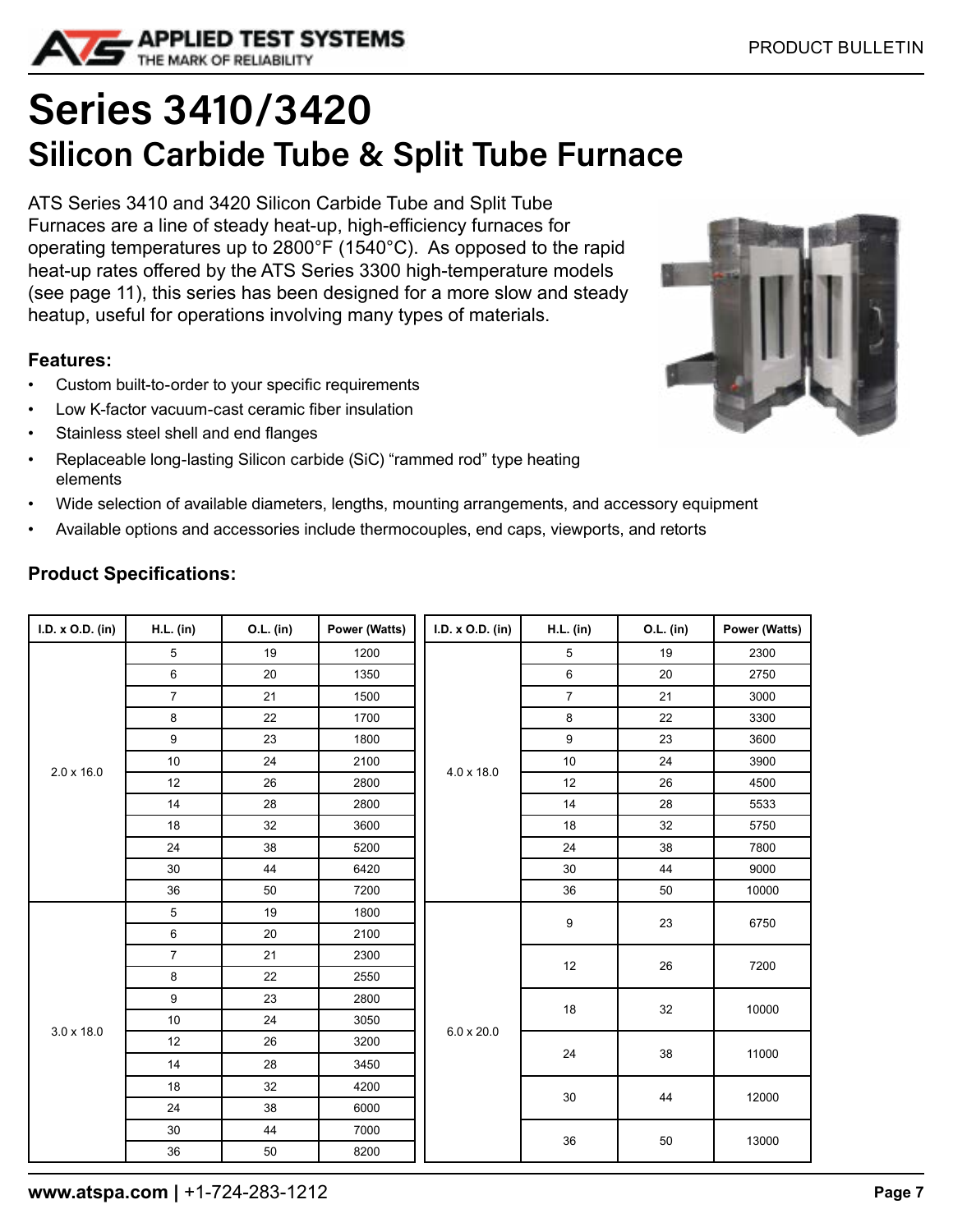# Series 3410/3420

## Silicon Carbide Tube & Split Tube Furnace

ATS Series 3410 and 3420 Silicon Carbide Tube and Split Tube Furnaces are a line of steady heat-up, high-efficiency furnaces for operating temperatures up to 2800°F (1540°C). As opposed to the rapid heat-up rates offered by the ATS Series 3300 high-temperature models (see page 11), this series has been designed for a more slow and steady heatup, useful for operations involving many types of materials.

### Features:

- Custom built-to-order to your specific requirements
- Low K-factor vacuum-cast ceramic fiber insulation
- Stainless steel shell and end flanges
- Replaceable long-lasting Silicon carbide (SiC) "rammed rod" type heating elements
- Wide selection of available diameters, lengths, mounting arrangements, and accessory equipment
- Available options and accessories include thermocouples, end caps, viewports, and retorts

### Product Specifications:

| I.D. x O.D. (in) | H.L. (in) | O.L. (in) | Power (Watts) |
|---|---|---|---|
| 2.0 x 16.0 | 5 | 19 | 1200 |
| | 6 | 20 | 1350 |
| | 7 | 21 | 1500 |
| | 8 | 22 | 1700 |
| | 9 | 23 | 1800 |
| | 10 | 24 | 2100 |
| | 12 | 26 | 2800 |
| | 14 | 28 | 2800 |
| | 18 | 32 | 3600 |
| | 24 | 38 | 5200 |
| | 30 | 44 | 6420 |
| | 36 | 50 | 7200 |
| 3.0 x 18.0 | 5 | 19 | 1800 |
| | 6 | 20 | 2100 |
| | 7 | 21 | 2300 |
| | 8 | 22 | 2550 |
| | 9 | 23 | 2800 |
| | 10 | 24 | 3050 |
| | 12 | 26 | 3200 |
| | 14 | 28 | 3450 |
| | 18 | 32 | 4200 |
| | 24 | 38 | 6000 |
| | 30 | 44 | 7000 |
| | 36 | 50 | 8200 |

| I.D. x O.D. (in) | H.L. (in) | O.L. (in) | Power (Watts) |
|---|---|---|---|
| 4.0 x 18.0 | 5 | 19 | 2300 |
| | 6 | 20 | 2750 |
| | 7 | 21 | 3000 |
| | 8 | 22 | 3300 |
| | 9 | 23 | 3600 |
| | 10 | 24 | 3900 |
| | 12 | 26 | 4500 |
| | 14 | 28 | 5533 |
| | 18 | 32 | 5750 |
| | 24 | 38 | 7800 |
| | 30 | 44 | 9000 |
| | 36 | 50 | 10000 |
| 6.0 x 20.0 | 9 | 23 | 6750 |
| | 12 | 26 | 7200 |
| | 18 | 32 | 10000 |
| | 24 | 38 | 11000 |
| | 30 | 44 | 12000 |
| | 36 | 50 | 13000 |

**www.atspa.com |** +1-724-283-1212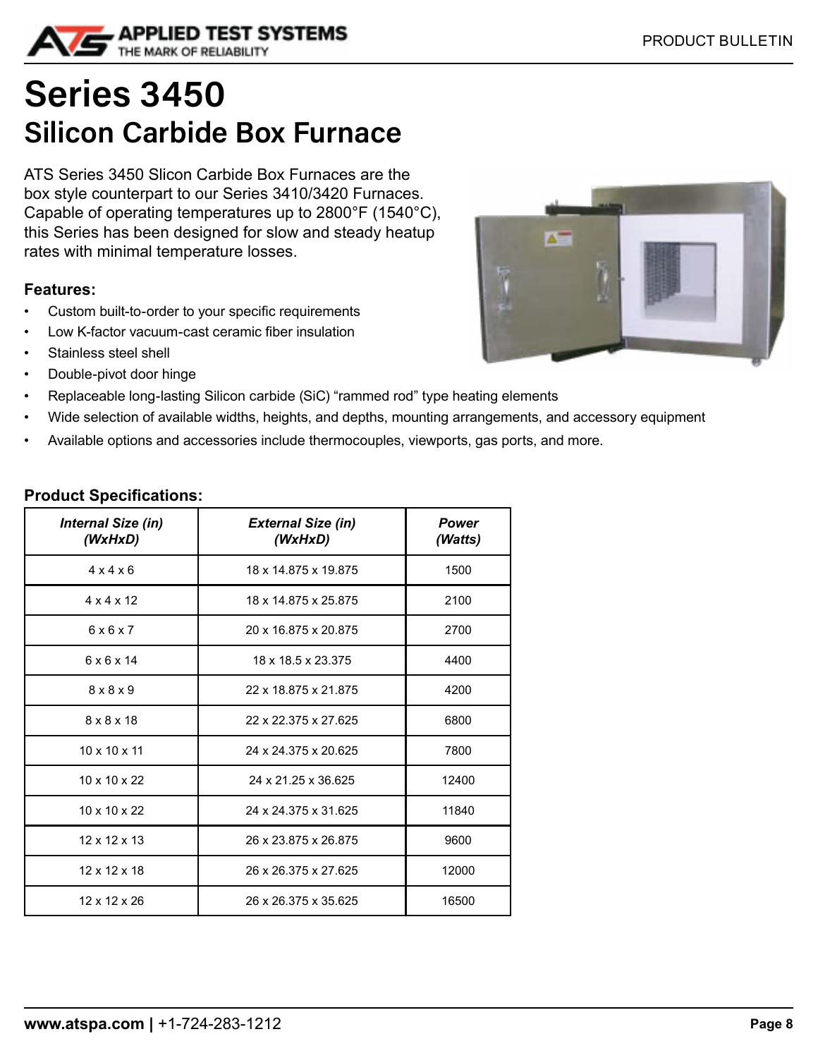# Series 3450

## Silicon Carbide Box Furnace

ATS Series 3450 Slicon Carbide Box Furnaces are the box style counterpart to our Series 3410/3420 Furnaces. Capable of operating temperatures up to 2800°F (1540°C), this Series has been designed for slow and steady heatup rates with minimal temperature losses.

### Features:

- Custom built-to-order to your specific requirements
- Low K-factor vacuum-cast ceramic fiber insulation
- Stainless steel shell
- Double-pivot door hinge
- Replaceable long-lasting Silicon carbide (SiC) “rammed rod” type heating elements
- Wide selection of available widths, heights, and depths, mounting arrangements, and accessory equipment
- Available options and accessories include thermocouples, viewports, gas ports, and more.

### Product Specifications:

| *Internal Size (in) (WxHxD)* | *External Size (in) (WxHxD)* | *Power (Watts)* |
|---|---|---|
| 4 x 4 x 6 | 18 x 14.875 x 19.875 | 1500 |
| 4 x 4 x 12 | 18 x 14.875 x 25.875 | 2100 |
| 6 x 6 x 7 | 20 x 16.875 x 20.875 | 2700 |
| 6 x 6 x 14 | 18 x 18.5 x 23.375 | 4400 |
| 8 x 8 x 9 | 22 x 18.875 x 21.875 | 4200 |
| 8 x 8 x 18 | 22 x 22.375 x 27.625 | 6800 |
| 10 x 10 x 11 | 24 x 24.375 x 20.625 | 7800 |
| 10 x 10 x 22 | 24 x 21.25 x 36.625 | 12400 |
| 10 x 10 x 22 | 24 x 24.375 x 31.625 | 11840 |
| 12 x 12 x 13 | 26 x 23.875 x 26.875 | 9600 |
| 12 x 12 x 18 | 26 x 26.375 x 27.625 | 12000 |
| 12 x 12 x 26 | 26 x 26.375 x 35.625 | 16500 |

**www.atspa.com |** +1-724-283-1212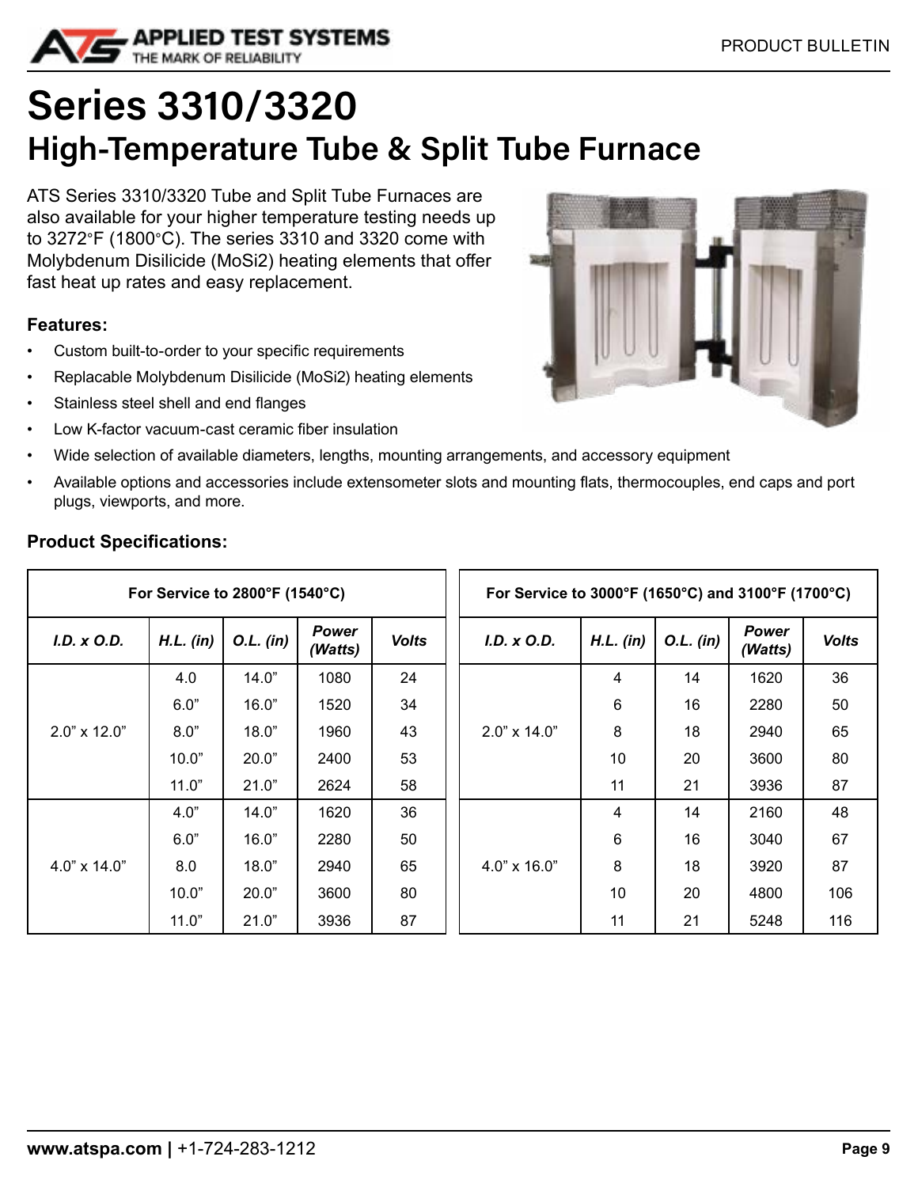# Series 3310/3320

## High-Temperature Tube & Split Tube Furnace

ATS Series 3310/3320 Tube and Split Tube Furnaces are also available for your higher temperature testing needs up to 3272°F (1800°C). The series 3310 and 3320 come with Molybdenum Disilicide (MoSi2) heating elements that offer fast heat up rates and easy replacement.

### Features:

- Custom built-to-order to your specific requirements
- Replacable Molybdenum Disilicide (MoSi2) heating elements
- Stainless steel shell and end flanges
- Low K-factor vacuum-cast ceramic fiber insulation
- Wide selection of available diameters, lengths, mounting arrangements, and accessory equipment
- Available options and accessories include extensometer slots and mounting flats, thermocouples, end caps and port plugs, viewports, and more.

### Product Specifications:

| For Service to 2800°F (1540°C) | | | | |
|---|---|---|---|---|
| *I.D. x O.D.* | *H.L. (in)* | *O.L. (in)* | *Power (Watts)* | *Volts* |
| 2.0" x 12.0" | 4.0 | 14.0" | 1080 | 24 |
| | 6.0" | 16.0" | 1520 | 34 |
| | 8.0" | 18.0" | 1960 | 43 |
| | 10.0" | 20.0" | 2400 | 53 |
| | 11.0" | 21.0" | 2624 | 58 |
| 4.0" x 14.0" | 4.0" | 14.0" | 1620 | 36 |
| | 6.0" | 16.0" | 2280 | 50 |
| | 8.0 | 18.0" | 2940 | 65 |
| | 10.0" | 20.0" | 3600 | 80 |
| | 11.0" | 21.0" | 3936 | 87 |

| For Service to 3000°F (1650°C) and 3100°F (1700°C) | | | | |
|---|---|---|---|---|
| *I.D. x O.D.* | *H.L. (in)* | *O.L. (in)* | *Power (Watts)* | *Volts* |
| 2.0" x 14.0" | 4 | 14 | 1620 | 36 |
| | 6 | 16 | 2280 | 50 |
| | 8 | 18 | 2940 | 65 |
| | 10 | 20 | 3600 | 80 |
| | 11 | 21 | 3936 | 87 |
| 4.0" x 16.0" | 4 | 14 | 2160 | 48 |
| | 6 | 16 | 3040 | 67 |
| | 8 | 18 | 3920 | 87 |
| | 10 | 20 | 4800 | 106 |
| | 11 | 21 | 5248 | 116 |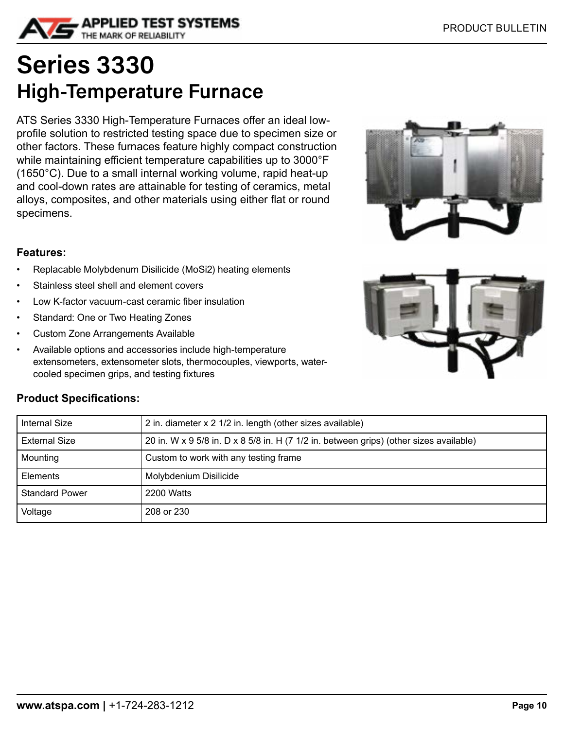# Series 3330

## High-Temperature Furnace

ATS Series 3330 High-Temperature Furnaces offer an ideal low-profile solution to restricted testing space due to specimen size or other factors. These furnaces feature highly compact construction while maintaining efficient temperature capabilities up to 3000°F (1650°C). Due to a small internal working volume, rapid heat-up and cool-down rates are attainable for testing of ceramics, metal alloys, composites, and other materials using either flat or round specimens.

### Features:

- Replacable Molybdenum Disilicide ($MoSi_2$) heating elements
- Stainless steel shell and element covers
- Low K-factor vacuum-cast ceramic fiber insulation
- Standard: One or Two Heating Zones
- Custom Zone Arrangements Available
- Available options and accessories include high-temperature extensometers, extensometer slots, thermocouples, viewports, water-cooled specimen grips, and testing fixtures

### Product Specifications:

| | |
|---|---|
| Internal Size | 2 in. diameter x 2 1/2 in. length (other sizes available) |
| External Size | 20 in. W x 9 5/8 in. D x 8 5/8 in. H (7 1/2 in. between grips) (other sizes available) |
| Mounting | Custom to work with any testing frame |
| Elements | Molybdenium Disilicide |
| Standard Power | 2200 Watts |
| Voltage | 208 or 230 |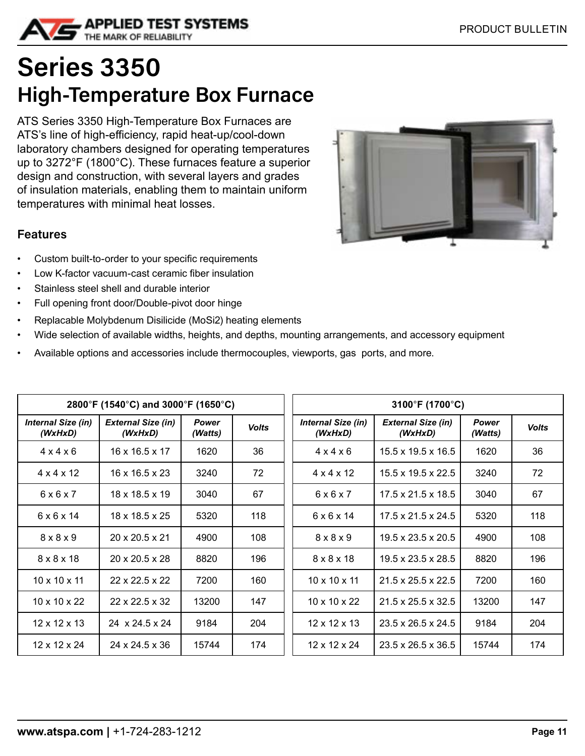# Series 3350

## High-Temperature Box Furnace

ATS Series 3350 High-Temperature Box Furnaces are ATS's line of high-efficiency, rapid heat-up/cool-down laboratory chambers designed for operating temperatures up to 3272°F (1800°C). These furnaces feature a superior design and construction, with several layers and grades of insulation materials, enabling them to maintain uniform temperatures with minimal heat losses.

### Features

- Custom built-to-order to your specific requirements
- Low K-factor vacuum-cast ceramic fiber insulation
- Stainless steel shell and durable interior
- Full opening front door/Double-pivot door hinge
- Replacable Molybdenum Disilicide ($MoSi_2$) heating elements
- Wide selection of available widths, heights, and depths, mounting arrangements, and accessory equipment
- Available options and accessories include thermocouples, viewports, gas ports, and more.

| 2800°F (1540°C) and 3000°F (1650°C) | | | |
|---|---|---|---|
| ***Internal Size (in) (WxHxD)*** | ***External Size (in) (WxHxD)*** | ***Power (Watts)*** | ***Volts*** |
| 4 x 4 x 6 | 16 x 16.5 x 17 | 1620 | 36 |
| 4 x 4 x 12 | 16 x 16.5 x 23 | 3240 | 72 |
| 6 x 6 x 7 | 18 x 18.5 x 19 | 3040 | 67 |
| 6 x 6 x 14 | 18 x 18.5 x 25 | 5320 | 118 |
| 8 x 8 x 9 | 20 x 20.5 x 21 | 4900 | 108 |
| 8 x 8 x 18 | 20 x 20.5 x 28 | 8820 | 196 |
| 10 x 10 x 11 | 22 x 22.5 x 22 | 7200 | 160 |
| 10 x 10 x 22 | 22 x 22.5 x 32 | 13200 | 147 |
| 12 x 12 x 13 | 24 x 24.5 x 24 | 9184 | 204 |
| 12 x 12 x 24 | 24 x 24.5 x 36 | 15744 | 174 |

| 3100°F (1700°C) | | | |
|---|---|---|---|
| ***Internal Size (in) (WxHxD)*** | ***External Size (in) (WxHxD)*** | ***Power (Watts)*** | ***Volts*** |
| 4 x 4 x 6 | 15.5 x 19.5 x 16.5 | 1620 | 36 |
| 4 x 4 x 12 | 15.5 x 19.5 x 22.5 | 3240 | 72 |
| 6 x 6 x 7 | 17.5 x 21.5 x 18.5 | 3040 | 67 |
| 6 x 6 x 14 | 17.5 x 21.5 x 24.5 | 5320 | 118 |
| 8 x 8 x 9 | 19.5 x 23.5 x 20.5 | 4900 | 108 |
| 8 x 8 x 18 | 19.5 x 23.5 x 28.5 | 8820 | 196 |
| 10 x 10 x 11 | 21.5 x 25.5 x 22.5 | 7200 | 160 |
| 10 x 10 x 22 | 21.5 x 25.5 x 32.5 | 13200 | 147 |
| 12 x 12 x 13 | 23.5 x 26.5 x 24.5 | 9184 | 204 |
| 12 x 12 x 24 | 23.5 x 26.5 x 36.5 | 15744 | 174 |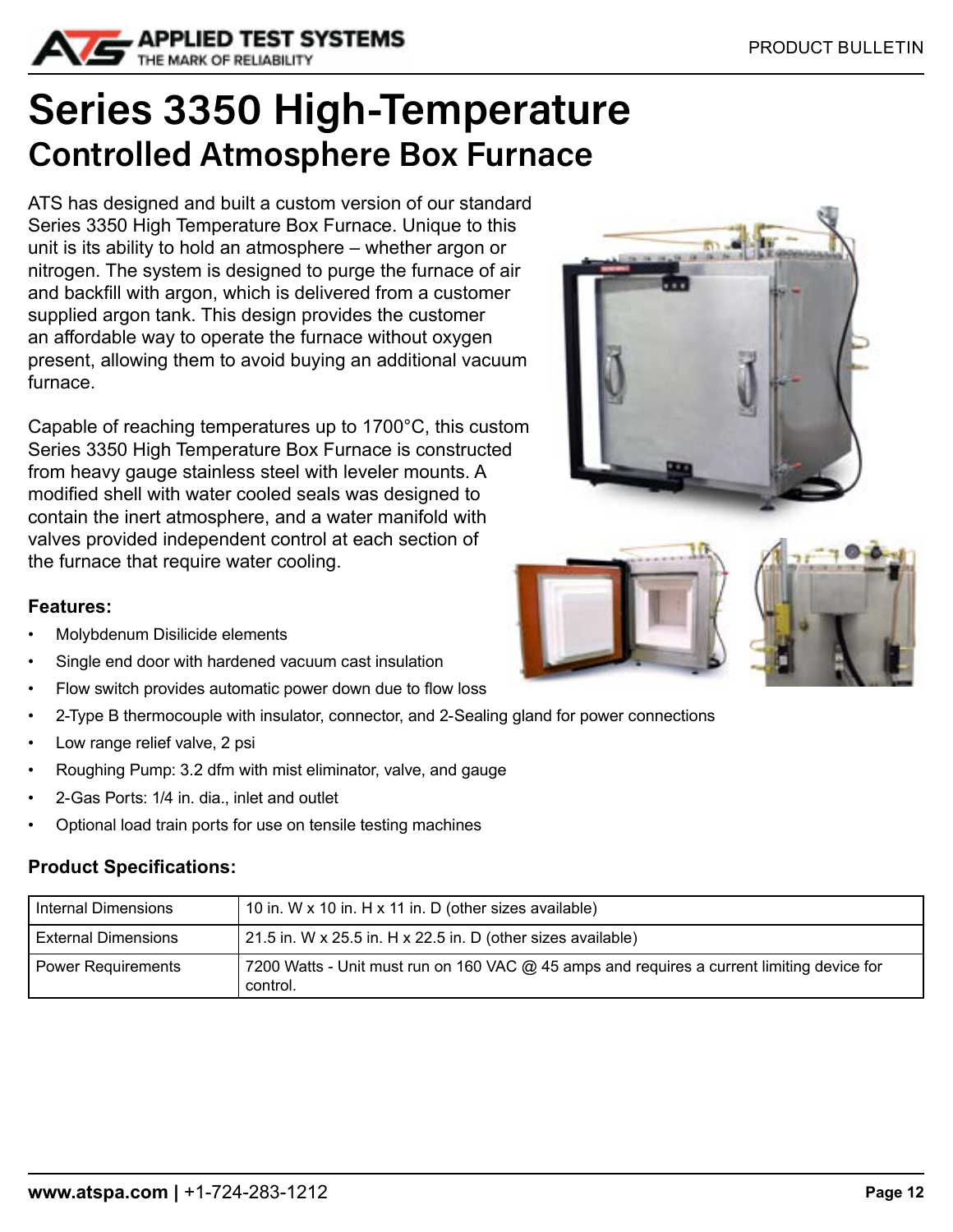# Series 3350 High-Temperature

## Controlled Atmosphere Box Furnace

ATS has designed and built a custom version of our standard Series 3350 High Temperature Box Furnace. Unique to this unit is its ability to hold an atmosphere – whether argon or nitrogen. The system is designed to purge the furnace of air and backfill with argon, which is delivered from a customer supplied argon tank. This design provides the customer an affordable way to operate the furnace without oxygen present, allowing them to avoid buying an additional vacuum furnace.

Capable of reaching temperatures up to 1700°C, this custom Series 3350 High Temperature Box Furnace is constructed from heavy gauge stainless steel with leveler mounts. A modified shell with water cooled seals was designed to contain the inert atmosphere, and a water manifold with valves provided independent control at each section of the furnace that require water cooling.

### Features:

- Molybdenum Disilicide elements
- Single end door with hardened vacuum cast insulation
- Flow switch provides automatic power down due to flow loss
- 2-Type B thermocouple with insulator, connector, and 2-Sealing gland for power connections
- Low range relief valve, 2 psi
- Roughing Pump: 3.2 dfm with mist eliminator, valve, and gauge
- 2-Gas Ports: 1/4 in. dia., inlet and outlet
- Optional load train ports for use on tensile testing machines

### Product Specifications:

| | |
|---|---|
| Internal Dimensions | 10 in. W x 10 in. H x 11 in. D (other sizes available) |
| External Dimensions | 21.5 in. W x 25.5 in. H x 22.5 in. D (other sizes available) |
| Power Requirements | 7200 Watts - Unit must run on 160 VAC @ 45 amps and requires a current limiting device for control. |

**www.atspa.com |** +1-724-283-1212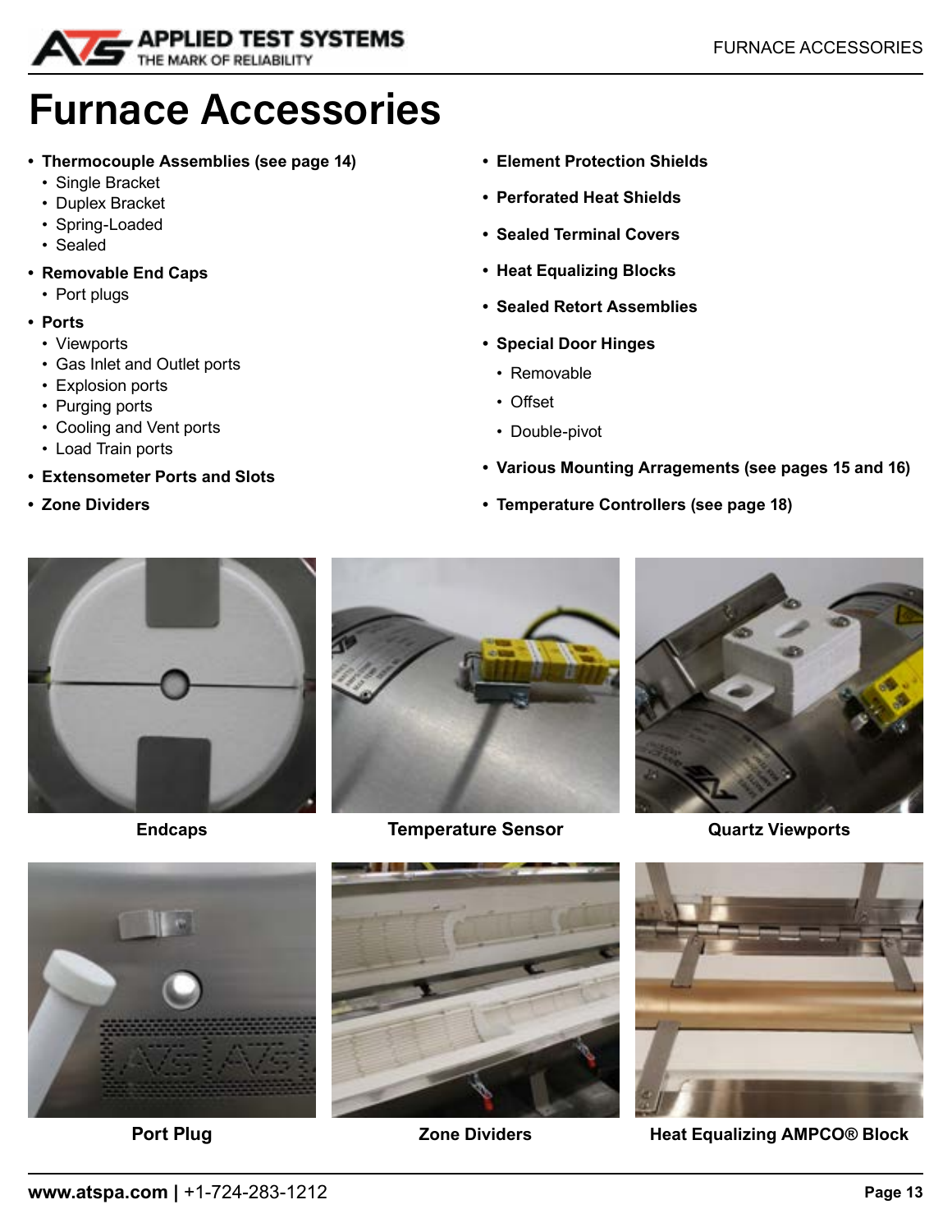# Furnace Accessories

- **Thermocouple Assemblies (see page 14)**
  - Single Bracket
  - Duplex Bracket
  - Spring-Loaded
  - Sealed
- **Removable End Caps**
  - Port plugs
- **Ports**
  - Viewports
  - Gas Inlet and Outlet ports
  - Explosion ports
  - Purging ports
  - Cooling and Vent ports
  - Load Train ports
- **Extensometer Ports and Slots**
- **Zone Dividers**
- **Element Protection Shields**
- **Perforated Heat Shields**
- **Sealed Terminal Covers**
- **Heat Equalizing Blocks**
- **Sealed Retort Assemblies**
- **Special Door Hinges**
  - Removable
  - Offset
  - Double-pivot
- **Various Mounting Arragements (see pages 15 and 16)**
- **Temperature Controllers (see page 18)**

**Endcaps**

**Temperature Sensor**

**Quartz Viewports**

**Port Plug**

**Zone Dividers**

**Heat Equalizing AMPCO® Block**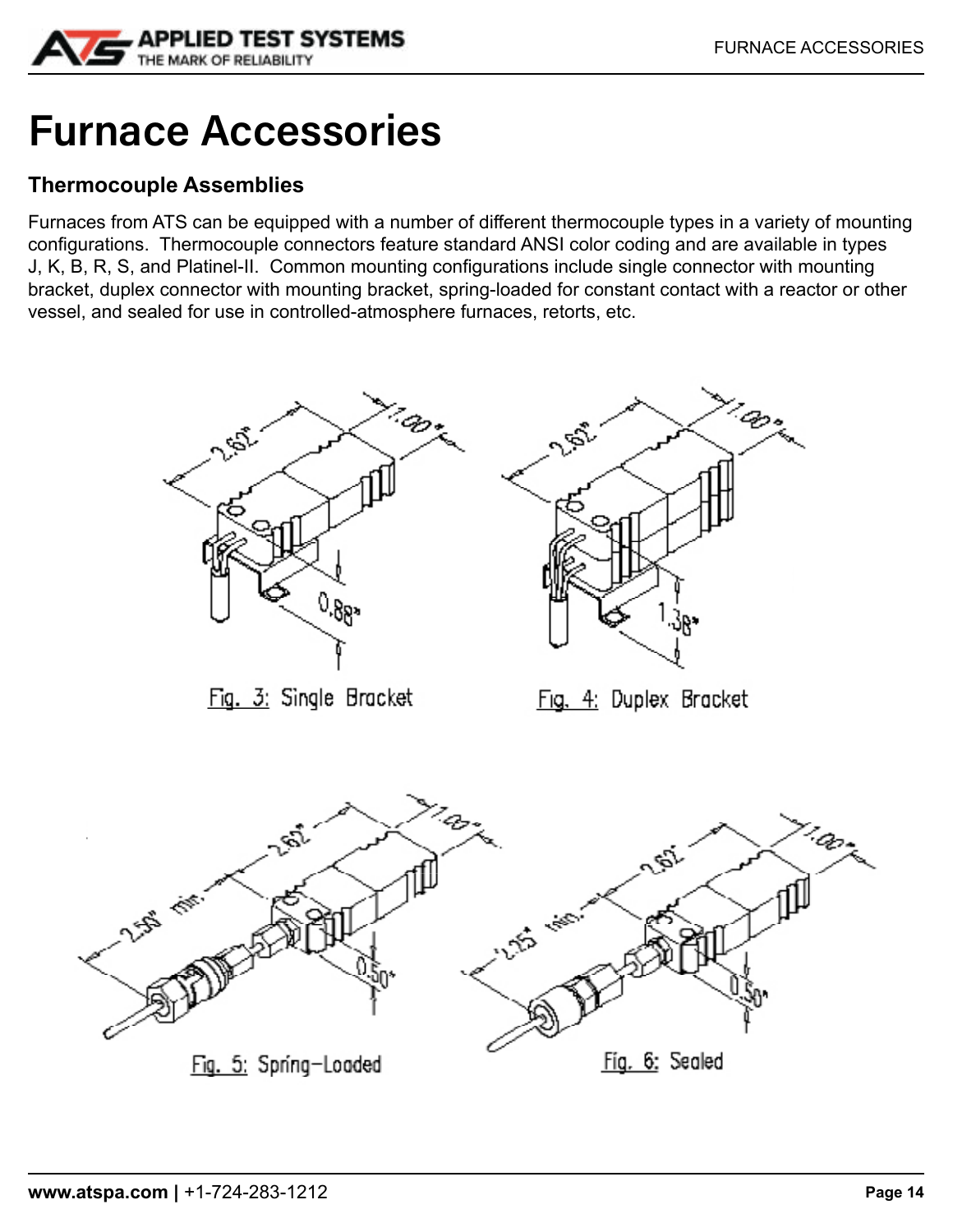# Furnace Accessories

## Thermocouple Assemblies

Furnaces from ATS can be equipped with a number of different thermocouple types in a variety of mounting configurations. Thermocouple connectors feature standard ANSI color coding and are available in types J, K, B, R, S, and Platinel-II. Common mounting configurations include single connector with mounting bracket, duplex connector with mounting bracket, spring-loaded for constant contact with a reactor or other vessel, and sealed for use in controlled-atmosphere furnaces, retorts, etc.

Fig. 3: Single Bracket

Fig. 4: Duplex Bracket

Fig. 5: Spring-Loaded

Fig. 6: Sealed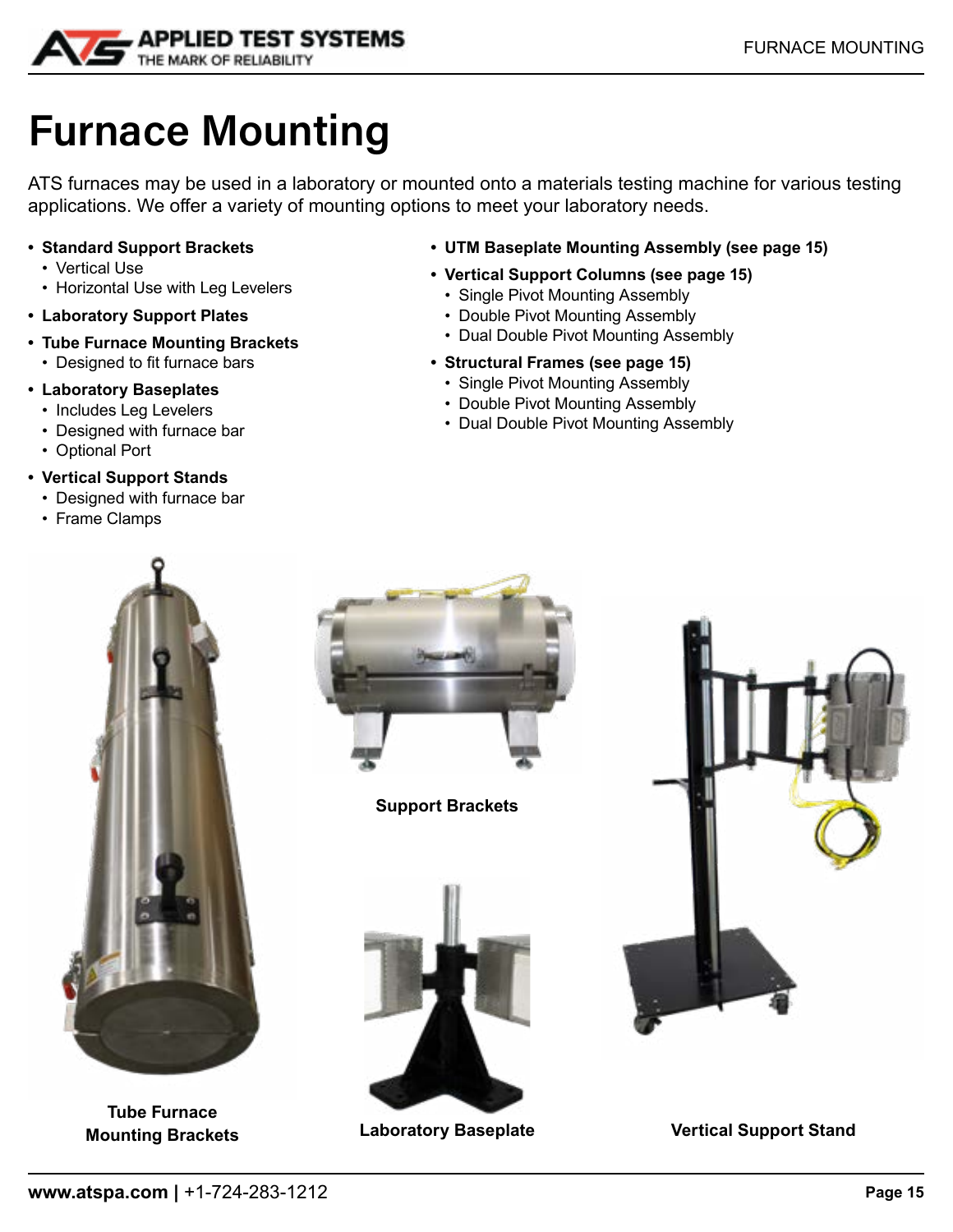# Furnace Mounting

ATS furnaces may be used in a laboratory or mounted onto a materials testing machine for various testing applications. We offer a variety of mounting options to meet your laboratory needs.

- **Standard Support Brackets**
  - Vertical Use
  - Horizontal Use with Leg Levelers
- **Laboratory Support Plates**
- **Tube Furnace Mounting Brackets**
  - Designed to fit furnace bars
- **Laboratory Baseplates**
  - Includes Leg Levelers
  - Designed with furnace bar
  - Optional Port
- **Vertical Support Stands**
  - Designed with furnace bar
  - Frame Clamps
- **UTM Baseplate Mounting Assembly (see page 15)**
- **Vertical Support Columns (see page 15)**
  - Single Pivot Mounting Assembly
  - Double Pivot Mounting Assembly
  - Dual Double Pivot Mounting Assembly
- **Structural Frames (see page 15)**
  - Single Pivot Mounting Assembly
  - Double Pivot Mounting Assembly
  - Dual Double Pivot Mounting Assembly

**Tube Furnace Mounting Brackets**

**Support Brackets**

**Laboratory Baseplate**

**Vertical Support Stand**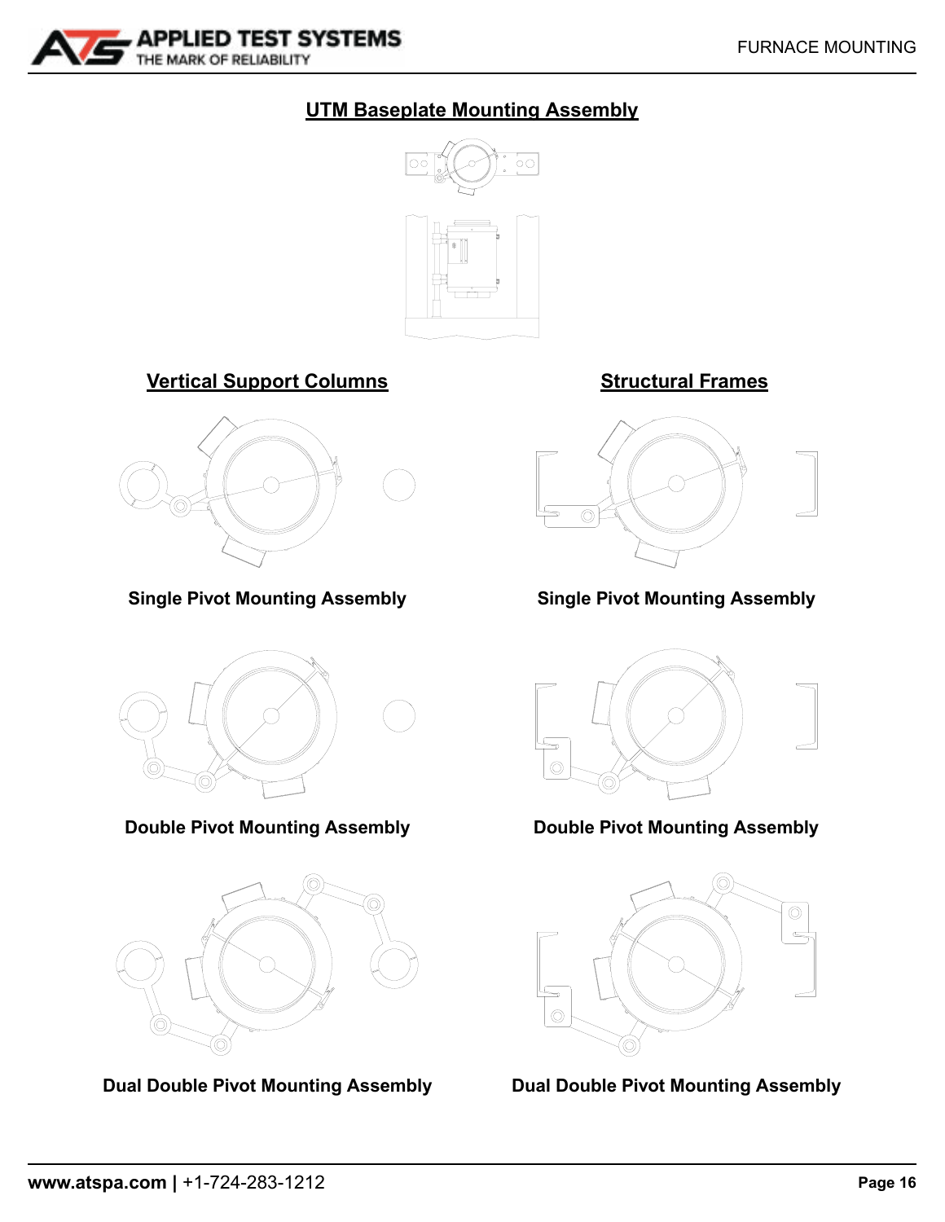## UTM Baseplate Mounting Assembly

### Vertical Support Columns

**Single Pivot Mounting Assembly**

**Double Pivot Mounting Assembly**

**Dual Double Pivot Mounting Assembly**

### Structural Frames

**Single Pivot Mounting Assembly**

**Double Pivot Mounting Assembly**

**Dual Double Pivot Mounting Assembly**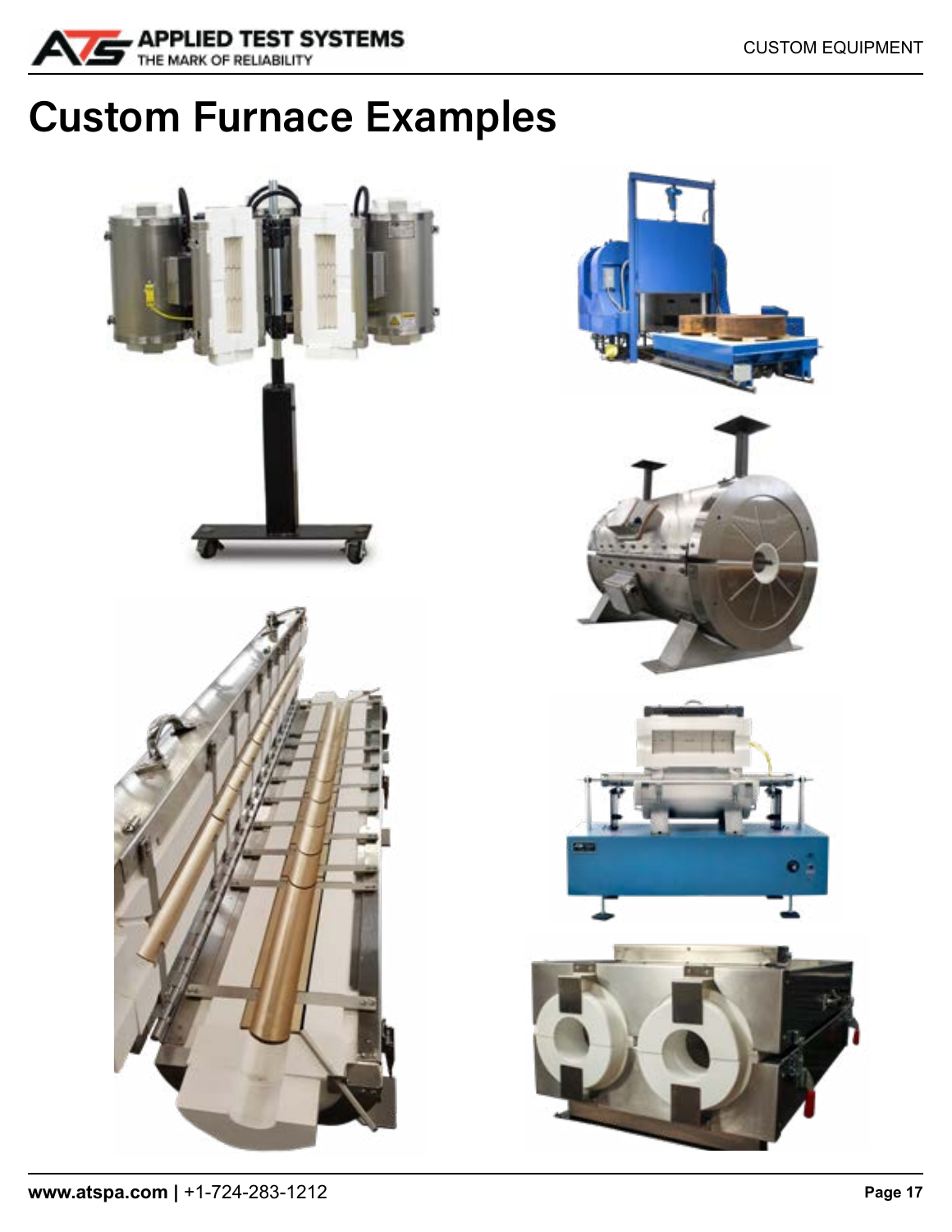# Custom Furnace Examples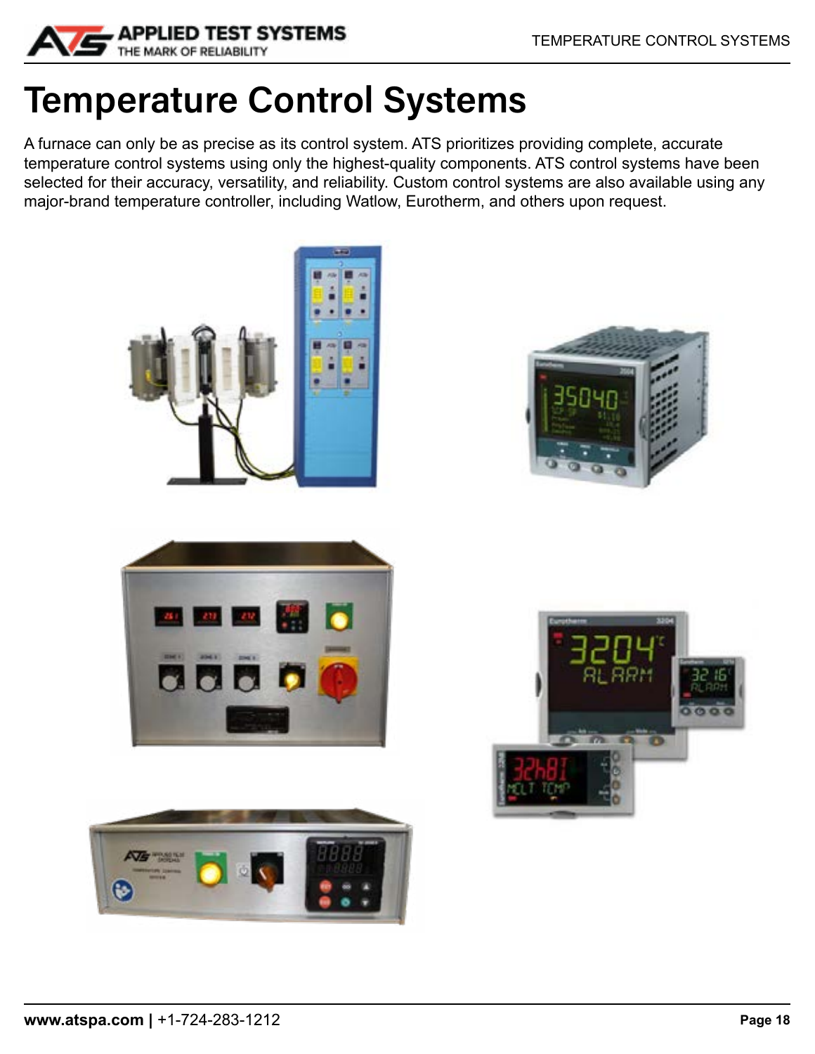# Temperature Control Systems

A furnace can only be as precise as its control system. ATS prioritizes providing complete, accurate temperature control systems using only the highest-quality components. ATS control systems have been selected for their accuracy, versatility, and reliability. Custom control systems are also available using any major-brand temperature controller, including Watlow, Eurotherm, and others upon request.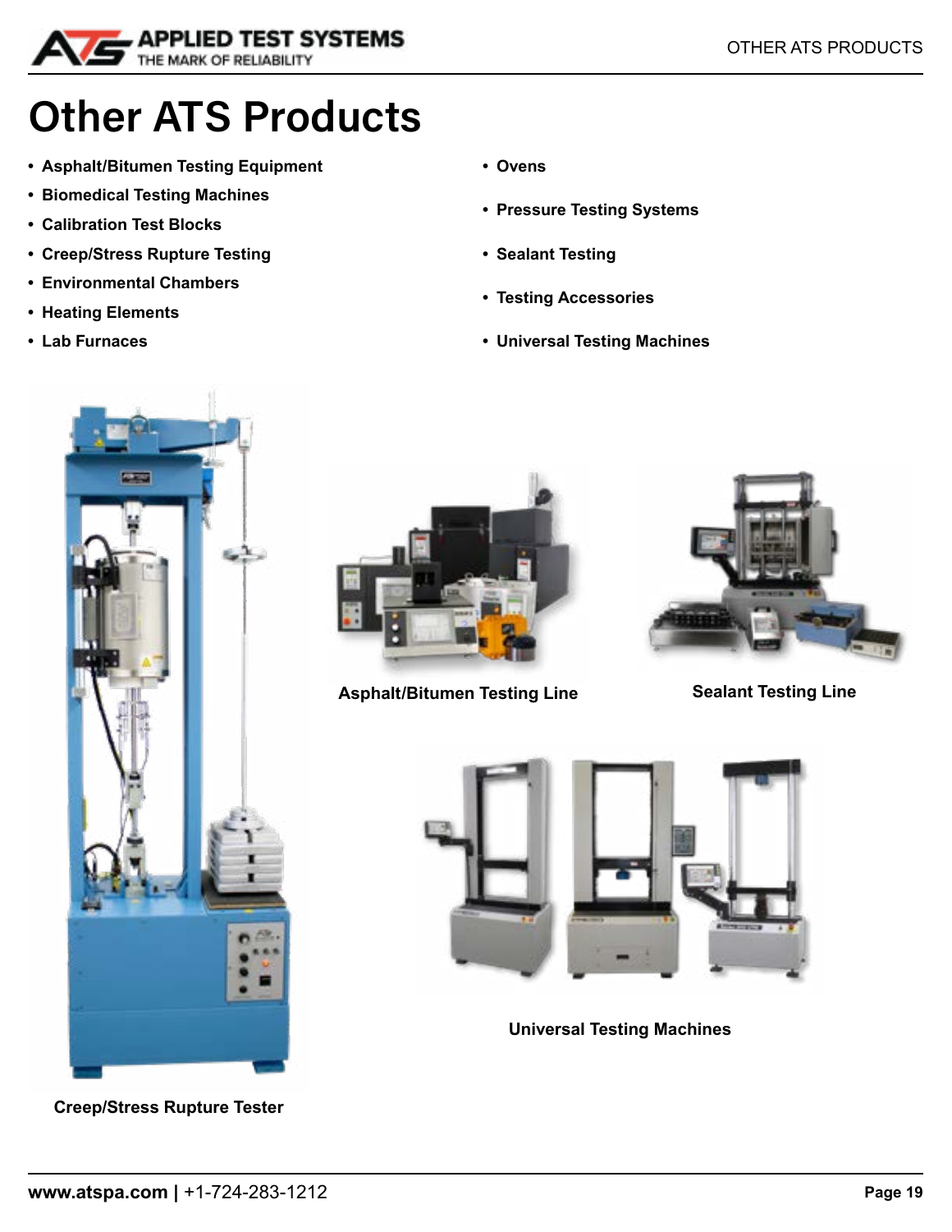# Other ATS Products

- Asphalt/Bitumen Testing Equipment
- Biomedical Testing Machines
- Calibration Test Blocks
- Creep/Stress Rupture Testing
- Environmental Chambers
- Heating Elements
- Lab Furnaces
- Ovens
- Pressure Testing Systems
- Sealant Testing
- Testing Accessories
- Universal Testing Machines

Asphalt/Bitumen Testing Line

Sealant Testing Line

Universal Testing Machines

Creep/Stress Rupture Tester

**www.atspa.com** | +1-724-283-1212